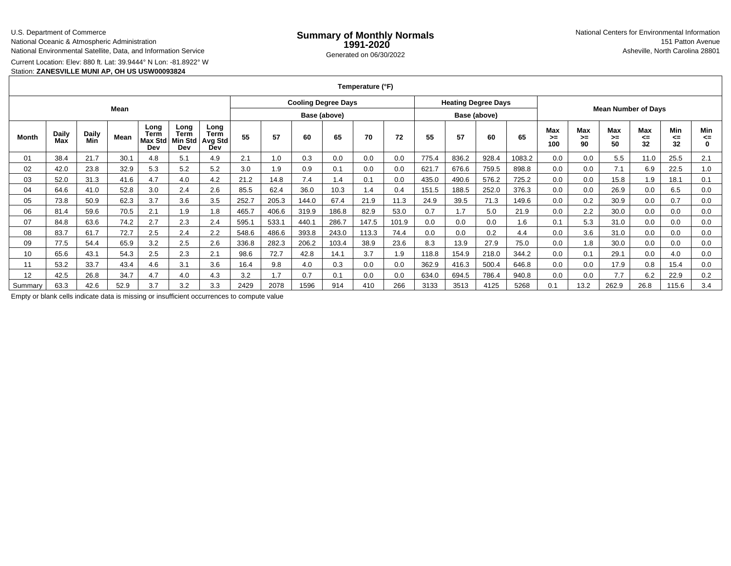U.S. Department of Commerce
National Oceanic & Atmospheric Administration
National Environmental Satellite, Data, and Information Service

# Summary of Monthly Normals
## 1991-2020

Generated on 06/30/2022

National Centers for Environmental Information
151 Patton Avenue
Asheville, North Carolina 28801

Current Location: Elev: 880 ft. Lat: 39.9444° N Lon: -81.8922° W
Station: **ZANESVILLE MUNI AP, OH US USW00093824**

**Temperature (°F)**

| | Mean | | | | | | Cooling Degree Days Base (above) | | | | | | Heating Degree Days Base (above) | | | | Mean Number of Days | | | | | |
|---|---|---|---|---|---|---|---|---|---|---|---|---|---|---|---|---|---|---|---|---|---|---|
| Month | Daily Max | Daily Min | Mean | Long Term Max Std Dev | Long Term Min Std Dev | Long Term Avg Std Dev | 55 | 57 | 60 | 65 | 70 | 72 | 55 | 57 | 60 | 65 | Max >= 100 | Max >= 90 | Max >= 50 | Max <= 32 | Min <= 32 | Min <= 0 |
| 01 | 38.4 | 21.7 | 30.1 | 4.8 | 5.1 | 4.9 | 2.1 | 1.0 | 0.3 | 0.0 | 0.0 | 0.0 | 775.4 | 836.2 | 928.4 | 1083.2 | 0.0 | 0.0 | 5.5 | 11.0 | 25.5 | 2.1 |
| 02 | 42.0 | 23.8 | 32.9 | 5.3 | 5.2 | 5.2 | 3.0 | 1.9 | 0.9 | 0.1 | 0.0 | 0.0 | 621.7 | 676.6 | 759.5 | 898.8 | 0.0 | 0.0 | 7.1 | 6.9 | 22.5 | 1.0 |
| 03 | 52.0 | 31.3 | 41.6 | 4.7 | 4.0 | 4.2 | 21.2 | 14.8 | 7.4 | 1.4 | 0.1 | 0.0 | 435.0 | 490.6 | 576.2 | 725.2 | 0.0 | 0.0 | 15.8 | 1.9 | 18.1 | 0.1 |
| 04 | 64.6 | 41.0 | 52.8 | 3.0 | 2.4 | 2.6 | 85.5 | 62.4 | 36.0 | 10.3 | 1.4 | 0.4 | 151.5 | 188.5 | 252.0 | 376.3 | 0.0 | 0.0 | 26.9 | 0.0 | 6.5 | 0.0 |
| 05 | 73.8 | 50.9 | 62.3 | 3.7 | 3.6 | 3.5 | 252.7 | 205.3 | 144.0 | 67.4 | 21.9 | 11.3 | 24.9 | 39.5 | 71.3 | 149.6 | 0.0 | 0.2 | 30.9 | 0.0 | 0.7 | 0.0 |
| 06 | 81.4 | 59.6 | 70.5 | 2.1 | 1.9 | 1.8 | 465.7 | 406.6 | 319.9 | 186.8 | 82.9 | 53.0 | 0.7 | 1.7 | 5.0 | 21.9 | 0.0 | 2.2 | 30.0 | 0.0 | 0.0 | 0.0 |
| 07 | 84.8 | 63.6 | 74.2 | 2.7 | 2.3 | 2.4 | 595.1 | 533.1 | 440.1 | 286.7 | 147.5 | 101.9 | 0.0 | 0.0 | 0.0 | 1.6 | 0.1 | 5.3 | 31.0 | 0.0 | 0.0 | 0.0 |
| 08 | 83.7 | 61.7 | 72.7 | 2.5 | 2.4 | 2.2 | 548.6 | 486.6 | 393.8 | 243.0 | 113.3 | 74.4 | 0.0 | 0.0 | 0.2 | 4.4 | 0.0 | 3.6 | 31.0 | 0.0 | 0.0 | 0.0 |
| 09 | 77.5 | 54.4 | 65.9 | 3.2 | 2.5 | 2.6 | 336.8 | 282.3 | 206.2 | 103.4 | 38.9 | 23.6 | 8.3 | 13.9 | 27.9 | 75.0 | 0.0 | 1.8 | 30.0 | 0.0 | 0.0 | 0.0 |
| 10 | 65.6 | 43.1 | 54.3 | 2.5 | 2.3 | 2.1 | 98.6 | 72.7 | 42.8 | 14.1 | 3.7 | 1.9 | 118.8 | 154.9 | 218.0 | 344.2 | 0.0 | 0.1 | 29.1 | 0.0 | 4.0 | 0.0 |
| 11 | 53.2 | 33.7 | 43.4 | 4.6 | 3.1 | 3.6 | 16.4 | 9.8 | 4.0 | 0.3 | 0.0 | 0.0 | 362.9 | 416.3 | 500.4 | 646.8 | 0.0 | 0.0 | 17.9 | 0.8 | 15.4 | 0.0 |
| 12 | 42.5 | 26.8 | 34.7 | 4.7 | 4.0 | 4.3 | 3.2 | 1.7 | 0.7 | 0.1 | 0.0 | 0.0 | 634.0 | 694.5 | 786.4 | 940.8 | 0.0 | 0.0 | 7.7 | 6.2 | 22.9 | 0.2 |
| Summary | 63.3 | 42.6 | 52.9 | 3.7 | 3.2 | 3.3 | 2429 | 2078 | 1596 | 914 | 410 | 266 | 3133 | 3513 | 4125 | 5268 | 0.1 | 13.2 | 262.9 | 26.8 | 115.6 | 3.4 |

Empty or blank cells indicate data is missing or insufficient occurrences to compute value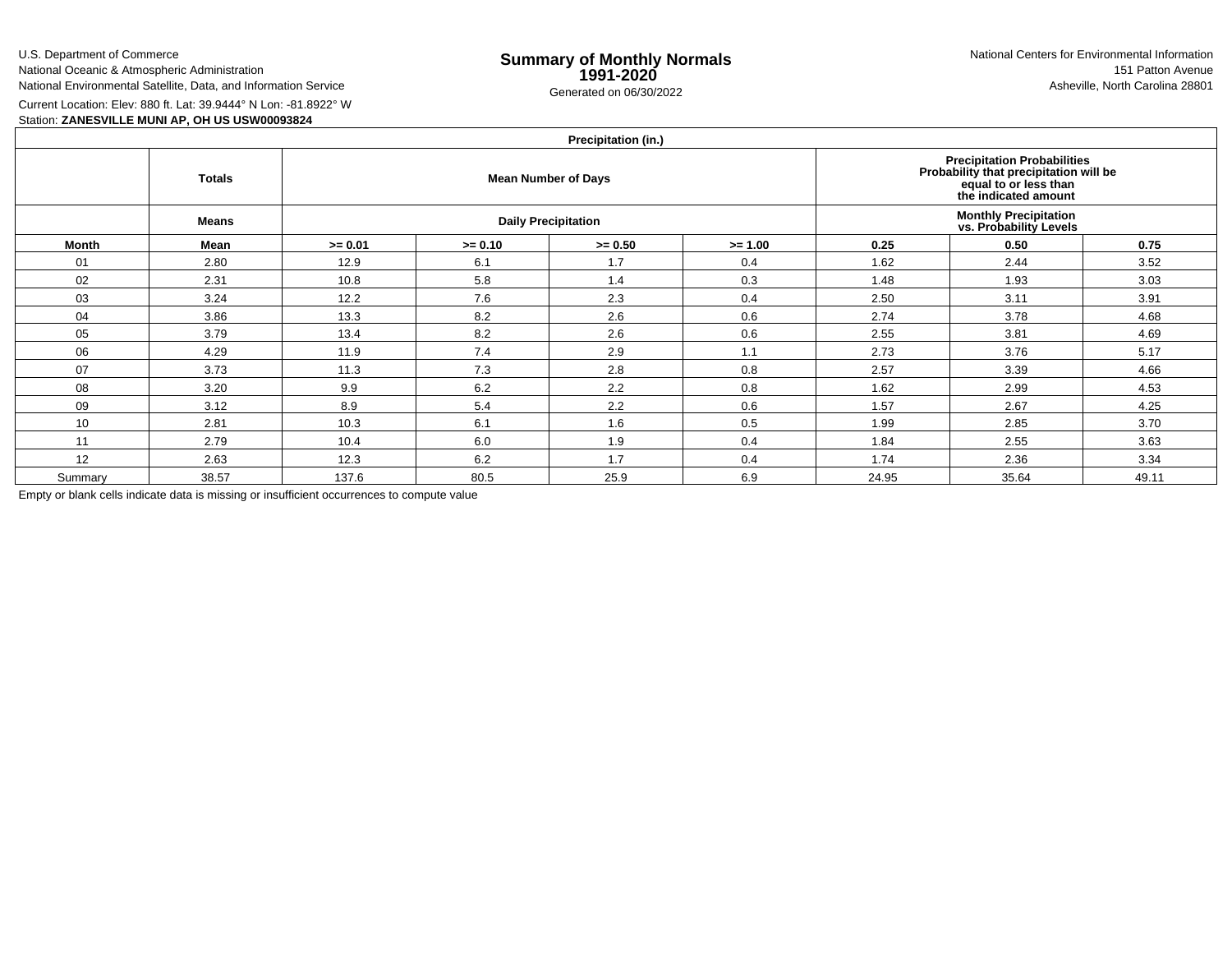U.S. Department of Commerce
National Oceanic & Atmospheric Administration
National Environmental Satellite, Data, and Information Service

# Summary of Monthly Normals 1991-2020

Generated on 06/30/2022

National Centers for Environmental Information
151 Patton Avenue
Asheville, North Carolina 28801

Current Location: Elev: 880 ft. Lat: 39.9444° N Lon: -81.8922° W
Station: **ZANESVILLE MUNI AP, OH US USW00093824**

| Precipitation (in.) | | | | | | | | |
|---|---|---|---|---|---|---|---|---|
| | **Totals** | **Mean Number of Days** | | | | **Precipitation Probabilities Probability that precipitation will be equal to or less than the indicated amount** | | |
| | **Means** | **Daily Precipitation** | | | | **Monthly Precipitation vs. Probability Levels** | | |
| **Month** | **Mean** | **>= 0.01** | **>= 0.10** | **>= 0.50** | **>= 1.00** | **0.25** | **0.50** | **0.75** |
| 01 | 2.80 | 12.9 | 6.1 | 1.7 | 0.4 | 1.62 | 2.44 | 3.52 |
| 02 | 2.31 | 10.8 | 5.8 | 1.4 | 0.3 | 1.48 | 1.93 | 3.03 |
| 03 | 3.24 | 12.2 | 7.6 | 2.3 | 0.4 | 2.50 | 3.11 | 3.91 |
| 04 | 3.86 | 13.3 | 8.2 | 2.6 | 0.6 | 2.74 | 3.78 | 4.68 |
| 05 | 3.79 | 13.4 | 8.2 | 2.6 | 0.6 | 2.55 | 3.81 | 4.69 |
| 06 | 4.29 | 11.9 | 7.4 | 2.9 | 1.1 | 2.73 | 3.76 | 5.17 |
| 07 | 3.73 | 11.3 | 7.3 | 2.8 | 0.8 | 2.57 | 3.39 | 4.66 |
| 08 | 3.20 | 9.9 | 6.2 | 2.2 | 0.8 | 1.62 | 2.99 | 4.53 |
| 09 | 3.12 | 8.9 | 5.4 | 2.2 | 0.6 | 1.57 | 2.67 | 4.25 |
| 10 | 2.81 | 10.3 | 6.1 | 1.6 | 0.5 | 1.99 | 2.85 | 3.70 |
| 11 | 2.79 | 10.4 | 6.0 | 1.9 | 0.4 | 1.84 | 2.55 | 3.63 |
| 12 | 2.63 | 12.3 | 6.2 | 1.7 | 0.4 | 1.74 | 2.36 | 3.34 |
| Summary | 38.57 | 137.6 | 80.5 | 25.9 | 6.9 | 24.95 | 35.64 | 49.11 |

Empty or blank cells indicate data is missing or insufficient occurrences to compute value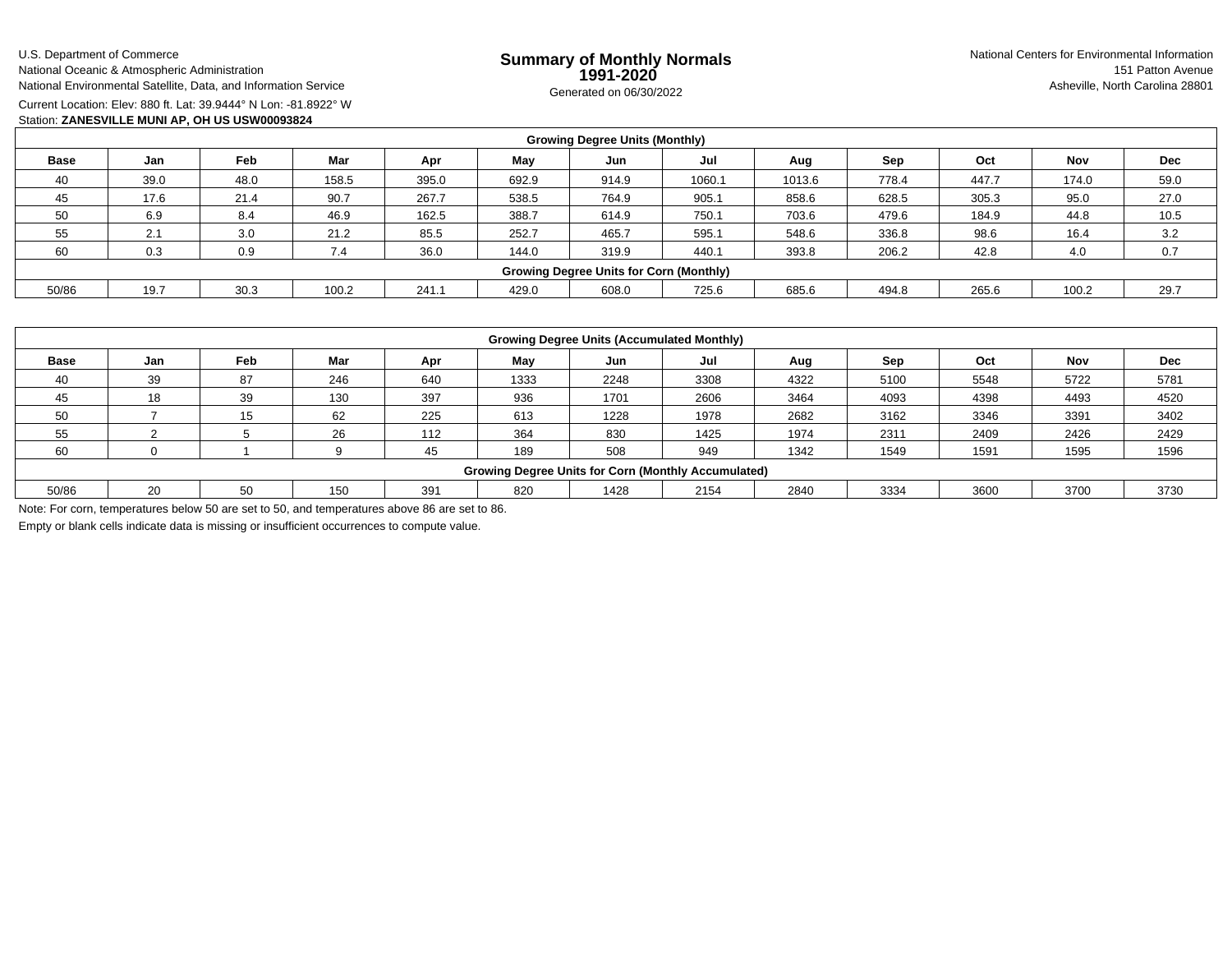U.S. Department of Commerce
National Oceanic & Atmospheric Administration
National Environmental Satellite, Data, and Information Service

# Summary of Monthly Normals 1991-2020

Generated on 06/30/2022

National Centers for Environmental Information
151 Patton Avenue
Asheville, North Carolina 28801

Current Location: Elev: 880 ft. Lat: 39.9444° N Lon: -81.8922° W
Station: **ZANESVILLE MUNI AP, OH US USW00093824**

| Growing Degree Units (Monthly) | | | | | | | | | | | | |
|---|---|---|---|---|---|---|---|---|---|---|---|---|
| **Base** | **Jan** | **Feb** | **Mar** | **Apr** | **May** | **Jun** | **Jul** | **Aug** | **Sep** | **Oct** | **Nov** | **Dec** |
| 40 | 39.0 | 48.0 | 158.5 | 395.0 | 692.9 | 914.9 | 1060.1 | 1013.6 | 778.4 | 447.7 | 174.0 | 59.0 |
| 45 | 17.6 | 21.4 | 90.7 | 267.7 | 538.5 | 764.9 | 905.1 | 858.6 | 628.5 | 305.3 | 95.0 | 27.0 |
| 50 | 6.9 | 8.4 | 46.9 | 162.5 | 388.7 | 614.9 | 750.1 | 703.6 | 479.6 | 184.9 | 44.8 | 10.5 |
| 55 | 2.1 | 3.0 | 21.2 | 85.5 | 252.7 | 465.7 | 595.1 | 548.6 | 336.8 | 98.6 | 16.4 | 3.2 |
| 60 | 0.3 | 0.9 | 7.4 | 36.0 | 144.0 | 319.9 | 440.1 | 393.8 | 206.2 | 42.8 | 4.0 | 0.7 |
| **Growing Degree Units for Corn (Monthly)** | | | | | | | | | | | | |
| 50/86 | 19.7 | 30.3 | 100.2 | 241.1 | 429.0 | 608.0 | 725.6 | 685.6 | 494.8 | 265.6 | 100.2 | 29.7 |

| Growing Degree Units (Accumulated Monthly) | | | | | | | | | | | | |
|---|---|---|---|---|---|---|---|---|---|---|---|---|
| **Base** | **Jan** | **Feb** | **Mar** | **Apr** | **May** | **Jun** | **Jul** | **Aug** | **Sep** | **Oct** | **Nov** | **Dec** |
| 40 | 39 | 87 | 246 | 640 | 1333 | 2248 | 3308 | 4322 | 5100 | 5548 | 5722 | 5781 |
| 45 | 18 | 39 | 130 | 397 | 936 | 1701 | 2606 | 3464 | 4093 | 4398 | 4493 | 4520 |
| 50 | 7 | 15 | 62 | 225 | 613 | 1228 | 1978 | 2682 | 3162 | 3346 | 3391 | 3402 |
| 55 | 2 | 5 | 26 | 112 | 364 | 830 | 1425 | 1974 | 2311 | 2409 | 2426 | 2429 |
| 60 | 0 | 1 | 9 | 45 | 189 | 508 | 949 | 1342 | 1549 | 1591 | 1595 | 1596 |
| **Growing Degree Units for Corn (Monthly Accumulated)** | | | | | | | | | | | | |
| 50/86 | 20 | 50 | 150 | 391 | 820 | 1428 | 2154 | 2840 | 3334 | 3600 | 3700 | 3730 |

Note: For corn, temperatures below 50 are set to 50, and temperatures above 86 are set to 86.

Empty or blank cells indicate data is missing or insufficient occurrences to compute value.